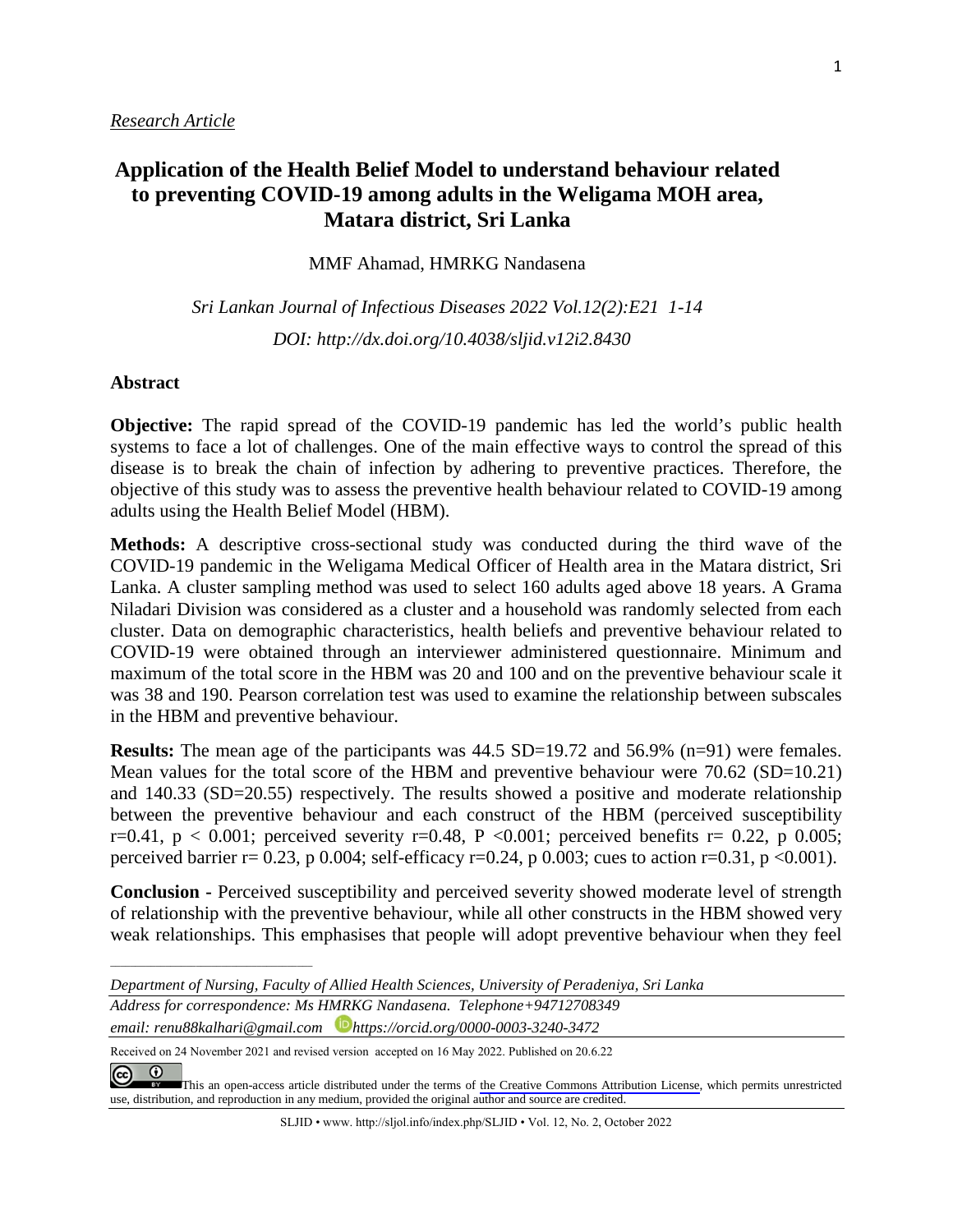*Research Article*

# Application of the Health Belief Model to understand behaviour related to preventing COVID-19 among adults in the Weligama MOH area, Matara district, Sri Lanka

MMF Ahamad, HMRKG Nandasena

*Sri Lankan Journal of Infectious Diseases 2022 Vol.12(2):E21 1-14*

*DOI: http://dx.doi.org/10.4038/sljid.v12i2.8430*

## Abstract

**Objective:** The rapid spread of the COVID-19 pandemic has led the world's public health systems to face a lot of challenges. One of the main effective ways to control the spread of this disease is to break the chain of infection by adhering to preventive practices. Therefore, the objective of this study was to assess the preventive health behaviour related to COVID-19 among adults using the Health Belief Model (HBM).

**Methods:** A descriptive cross-sectional study was conducted during the third wave of the COVID-19 pandemic in the Weligama Medical Officer of Health area in the Matara district, Sri Lanka. A cluster sampling method was used to select 160 adults aged above 18 years. A Grama Niladari Division was considered as a cluster and a household was randomly selected from each cluster. Data on demographic characteristics, health beliefs and preventive behaviour related to COVID-19 were obtained through an interviewer administered questionnaire. Minimum and maximum of the total score in the HBM was 20 and 100 and on the preventive behaviour scale it was 38 and 190. Pearson correlation test was used to examine the relationship between subscales in the HBM and preventive behaviour.

**Results:** The mean age of the participants was 44.5 SD=19.72 and 56.9% (n=91) were females. Mean values for the total score of the HBM and preventive behaviour were 70.62 (SD=10.21) and 140.33 (SD=20.55) respectively. The results showed a positive and moderate relationship between the preventive behaviour and each construct of the HBM (perceived susceptibility $r=0.41$, $p < 0.001$; perceived severity $r=0.48$, $P < 0.001$; perceived benefits $r= 0.22$, p 0.005; perceived barrier $r= 0.23$, p 0.004; self-efficacy $r=0.24$, p 0.003; cues to action $r=0.31$, $p < 0.001$).

**Conclusion -** Perceived susceptibility and perceived severity showed moderate level of strength of relationship with the preventive behaviour, while all other constructs in the HBM showed very weak relationships. This emphasises that people will adopt preventive behaviour when they feel

---

*Department of Nursing, Faculty of Allied Health Sciences, University of Peradeniya, Sri Lanka*

*Address for correspondence: Ms HMRKG Nandasena. Telephone+94712708349*

*email: renu88kalhari@gmail.com https://orcid.org/0000-0003-3240-3472*

Received on 24 November 2021 and revised version accepted on 16 May 2022. Published on 20.6.22

This an open-access article distributed under the terms of the Creative Commons Attribution License, which permits unrestricted use, distribution, and reproduction in any medium, provided the original author and source are credited.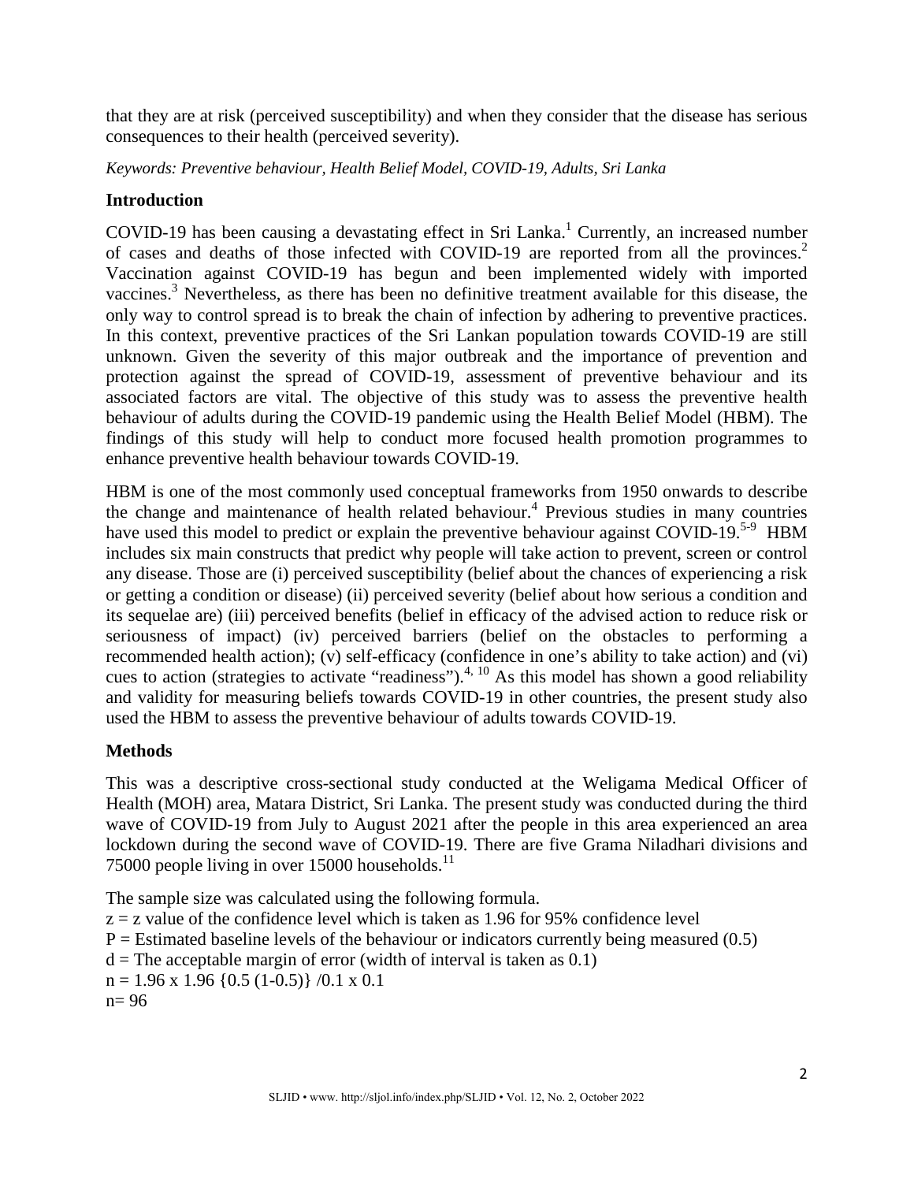that they are at risk (perceived susceptibility) and when they consider that the disease has serious consequences to their health (perceived severity).

*Keywords: Preventive behaviour, Health Belief Model, COVID-19, Adults, Sri Lanka*

## Introduction

COVID-19 has been causing a devastating effect in Sri Lanka.[1] Currently, an increased number of cases and deaths of those infected with COVID-19 are reported from all the provinces.[2] Vaccination against COVID-19 has begun and been implemented widely with imported vaccines.[3] Nevertheless, as there has been no definitive treatment available for this disease, the only way to control spread is to break the chain of infection by adhering to preventive practices. In this context, preventive practices of the Sri Lankan population towards COVID-19 are still unknown. Given the severity of this major outbreak and the importance of prevention and protection against the spread of COVID-19, assessment of preventive behaviour and its associated factors are vital. The objective of this study was to assess the preventive health behaviour of adults during the COVID-19 pandemic using the Health Belief Model (HBM). The findings of this study will help to conduct more focused health promotion programmes to enhance preventive health behaviour towards COVID-19.

HBM is one of the most commonly used conceptual frameworks from 1950 onwards to describe the change and maintenance of health related behaviour.[4] Previous studies in many countries have used this model to predict or explain the preventive behaviour against COVID-19.[5-9] HBM includes six main constructs that predict why people will take action to prevent, screen or control any disease. Those are (i) perceived susceptibility (belief about the chances of experiencing a risk or getting a condition or disease) (ii) perceived severity (belief about how serious a condition and its sequelae are) (iii) perceived benefits (belief in efficacy of the advised action to reduce risk or seriousness of impact) (iv) perceived barriers (belief on the obstacles to performing a recommended health action); (v) self-efficacy (confidence in one's ability to take action) and (vi) cues to action (strategies to activate "readiness").[4, 10] As this model has shown a good reliability and validity for measuring beliefs towards COVID-19 in other countries, the present study also used the HBM to assess the preventive behaviour of adults towards COVID-19.

## Methods

This was a descriptive cross-sectional study conducted at the Weligama Medical Officer of Health (MOH) area, Matara District, Sri Lanka. The present study was conducted during the third wave of COVID-19 from July to August 2021 after the people in this area experienced an area lockdown during the second wave of COVID-19. There are five Grama Niladhari divisions and 75000 people living in over 15000 households.[11]

The sample size was calculated using the following formula.

$z$ = z value of the confidence level which is taken as 1.96 for 95% confidence level

$P$ = Estimated baseline levels of the behaviour or indicators currently being measured (0.5)

$d$ = The acceptable margin of error (width of interval is taken as 0.1)

$n = 1.96 \times 1.96 \{0.5 (1-0.5)\} / 0.1 \times 0.1$

$n = 96$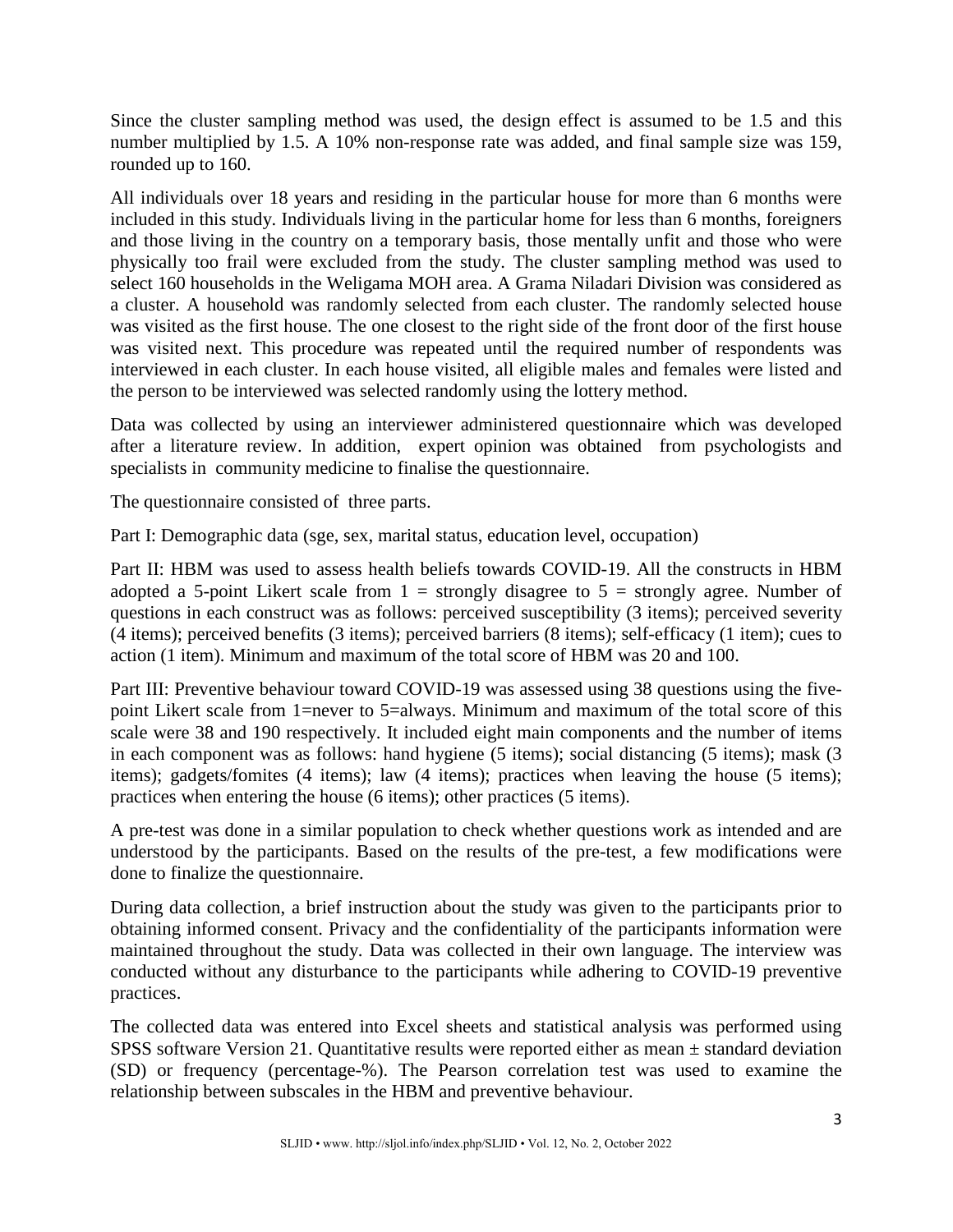Since the cluster sampling method was used, the design effect is assumed to be 1.5 and this number multiplied by 1.5. A 10% non-response rate was added, and final sample size was 159, rounded up to 160.

All individuals over 18 years and residing in the particular house for more than 6 months were included in this study. Individuals living in the particular home for less than 6 months, foreigners and those living in the country on a temporary basis, those mentally unfit and those who were physically too frail were excluded from the study. The cluster sampling method was used to select 160 households in the Weligama MOH area. A Grama Niladari Division was considered as a cluster. A household was randomly selected from each cluster. The randomly selected house was visited as the first house. The one closest to the right side of the front door of the first house was visited next. This procedure was repeated until the required number of respondents was interviewed in each cluster. In each house visited, all eligible males and females were listed and the person to be interviewed was selected randomly using the lottery method.

Data was collected by using an interviewer administered questionnaire which was developed after a literature review. In addition, expert opinion was obtained from psychologists and specialists in community medicine to finalise the questionnaire.

The questionnaire consisted of three parts.

Part I: Demographic data (sge, sex, marital status, education level, occupation)

Part II: HBM was used to assess health beliefs towards COVID-19. All the constructs in HBM adopted a 5-point Likert scale from 1 = strongly disagree to 5 = strongly agree. Number of questions in each construct was as follows: perceived susceptibility (3 items); perceived severity (4 items); perceived benefits (3 items); perceived barriers (8 items); self-efficacy (1 item); cues to action (1 item). Minimum and maximum of the total score of HBM was 20 and 100.

Part III: Preventive behaviour toward COVID-19 was assessed using 38 questions using the five-point Likert scale from 1=never to 5=always. Minimum and maximum of the total score of this scale were 38 and 190 respectively. It included eight main components and the number of items in each component was as follows: hand hygiene (5 items); social distancing (5 items); mask (3 items); gadgets/fomites (4 items); law (4 items); practices when leaving the house (5 items); practices when entering the house (6 items); other practices (5 items).

A pre-test was done in a similar population to check whether questions work as intended and are understood by the participants. Based on the results of the pre-test, a few modifications were done to finalize the questionnaire.

During data collection, a brief instruction about the study was given to the participants prior to obtaining informed consent. Privacy and the confidentiality of the participants information were maintained throughout the study. Data was collected in their own language. The interview was conducted without any disturbance to the participants while adhering to COVID-19 preventive practices.

The collected data was entered into Excel sheets and statistical analysis was performed using SPSS software Version 21. Quantitative results were reported either as mean ± standard deviation (SD) or frequency (percentage-%). The Pearson correlation test was used to examine the relationship between subscales in the HBM and preventive behaviour.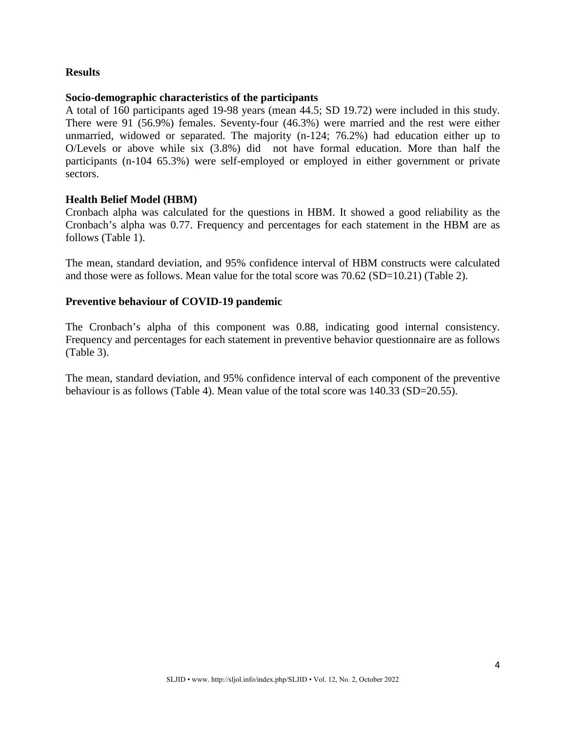## Results

### Socio-demographic characteristics of the participants

A total of 160 participants aged 19-98 years (mean 44.5; SD 19.72) were included in this study. There were 91 (56.9%) females. Seventy-four (46.3%) were married and the rest were either unmarried, widowed or separated. The majority (n-124; 76.2%) had education either up to O/Levels or above while six (3.8%) did not have formal education. More than half the participants (n-104 65.3%) were self-employed or employed in either government or private sectors.

### Health Belief Model (HBM)

Cronbach alpha was calculated for the questions in HBM. It showed a good reliability as the Cronbach's alpha was 0.77. Frequency and percentages for each statement in the HBM are as follows (Table 1).

The mean, standard deviation, and 95% confidence interval of HBM constructs were calculated and those were as follows. Mean value for the total score was 70.62 (SD=10.21) (Table 2).

### Preventive behaviour of COVID-19 pandemic

The Cronbach's alpha of this component was 0.88, indicating good internal consistency. Frequency and percentages for each statement in preventive behavior questionnaire are as follows (Table 3).

The mean, standard deviation, and 95% confidence interval of each component of the preventive behaviour is as follows (Table 4). Mean value of the total score was 140.33 (SD=20.55).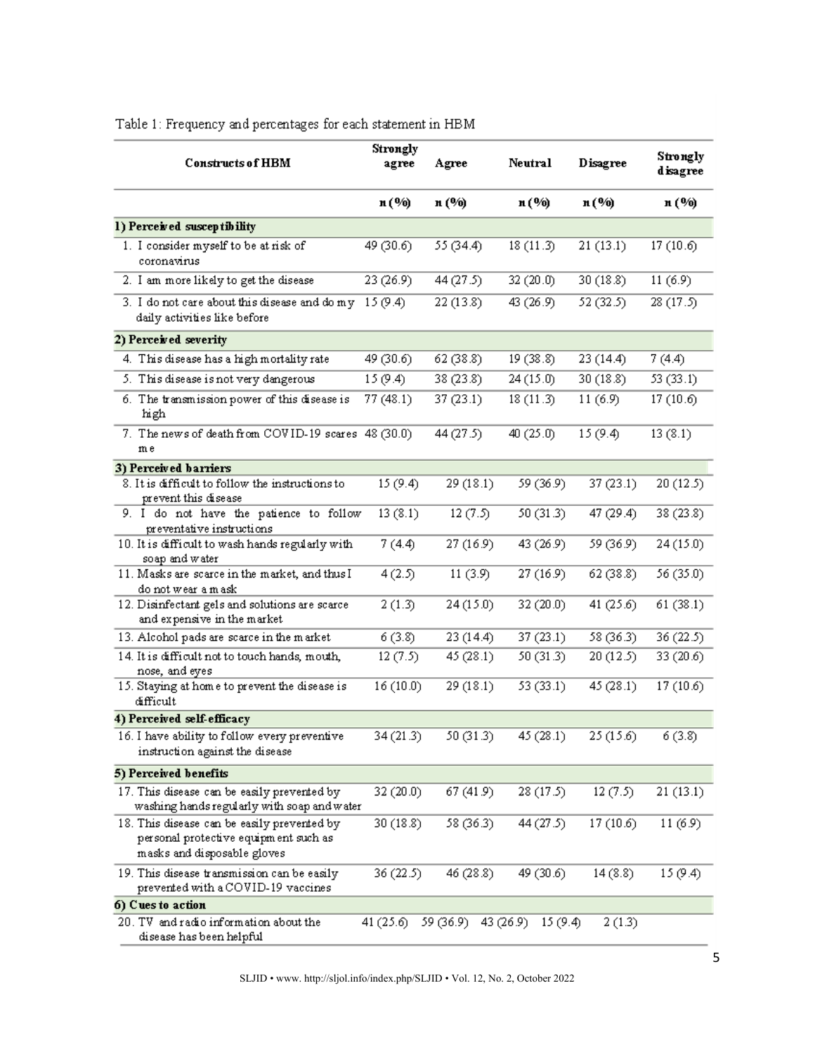Table 1: Frequency and percentages for each statement in HBM

| Constructs of HBM | Strongly agree | Agree | Neutral | Disagree | Strongly disagree |
|---|---|---|---|---|---|
| | n (%) | n (%) | n (%) | n (%) | n (%) |
| **1) Perceived susceptibility** | | | | | |
| 1. I consider myself to be at risk of coronavirus | 49 (30.6) | 55 (34.4) | 18 (11.3) | 21 (13.1) | 17 (10.6) |
| 2. I am more likely to get the disease | 23 (26.9) | 44 (27.5) | 32 (20.0) | 30 (18.8) | 11 (6.9) |
| 3. I do not care about this disease and do my daily activities like before | 15 (9.4) | 22 (13.8) | 43 (26.9) | 52 (32.5) | 28 (17.5) |
| **2) Perceived severity** | | | | | |
| 4. This disease has a high mortality rate | 49 (30.6) | 62 (38.8) | 19 (38.8) | 23 (14.4) | 7 (4.4) |
| 5. This disease is not very dangerous | 15 (9.4) | 38 (23.8) | 24 (15.0) | 30 (18.8) | 53 (33.1) |
| 6. The transmission power of this disease is high | 77 (48.1) | 37 (23.1) | 18 (11.3) | 11 (6.9) | 17 (10.6) |
| 7. The news of death from COVID-19 scares me | 48 (30.0) | 44 (27.5) | 40 (25.0) | 15 (9.4) | 13 (8.1) |
| **3) Perceived barriers** | | | | | |
| 8. It is difficult to follow the instructions to prevent this disease | 15 (9.4) | 29 (18.1) | 59 (36.9) | 37 (23.1) | 20 (12.5) |
| 9. I do not have the patience to follow preventative instructions | 13 (8.1) | 12 (7.5) | 50 (31.3) | 47 (29.4) | 38 (23.8) |
| 10. It is difficult to wash hands regularly with soap and water | 7 (4.4) | 27 (16.9) | 43 (26.9) | 59 (36.9) | 24 (15.0) |
| 11. Masks are scarce in the market, and thus I do not wear a mask | 4 (2.5) | 11 (3.9) | 27 (16.9) | 62 (38.8) | 56 (35.0) |
| 12. Disinfectant gels and solutions are scarce and expensive in the market | 2 (1.3) | 24 (15.0) | 32 (20.0) | 41 (25.6) | 61 (38.1) |
| 13. Alcohol pads are scarce in the market | 6 (3.8) | 23 (14.4) | 37 (23.1) | 58 (36.3) | 36 (22.5) |
| 14. It is difficult not to touch hands, mouth, nose, and eyes | 12 (7.5) | 45 (28.1) | 50 (31.3) | 20 (12.5) | 33 (20.6) |
| 15. Staying at home to prevent the disease is difficult | 16 (10.0) | 29 (18.1) | 53 (33.1) | 45 (28.1) | 17 (10.6) |
| **4) Perceived self-efficacy** | | | | | |
| 16. I have ability to follow every preventive instruction against the disease | 34 (21.3) | 50 (31.3) | 45 (28.1) | 25 (15.6) | 6 (3.8) |
| **5) Perceived benefits** | | | | | |
| 17. This disease can be easily prevented by washing hands regularly with soap and water | 32 (20.0) | 67 (41.9) | 28 (17.5) | 12 (7.5) | 21 (13.1) |
| 18. This disease can be easily prevented by personal protective equipment such as masks and disposable gloves | 30 (18.8) | 58 (36.3) | 44 (27.5) | 17 (10.6) | 11 (6.9) |
| 19. This disease transmission can be easily prevented with a COVID-19 vaccines | 36 (22.5) | 46 (28.8) | 49 (30.6) | 14 (8.8) | 15 (9.4) |
| **6) Cues to action** | | | | | |
| 20. TV and radio information about the disease has been helpful | 41 (25.6) | 59 (36.9) | 43 (26.9) | 15 (9.4) | 2 (1.3) |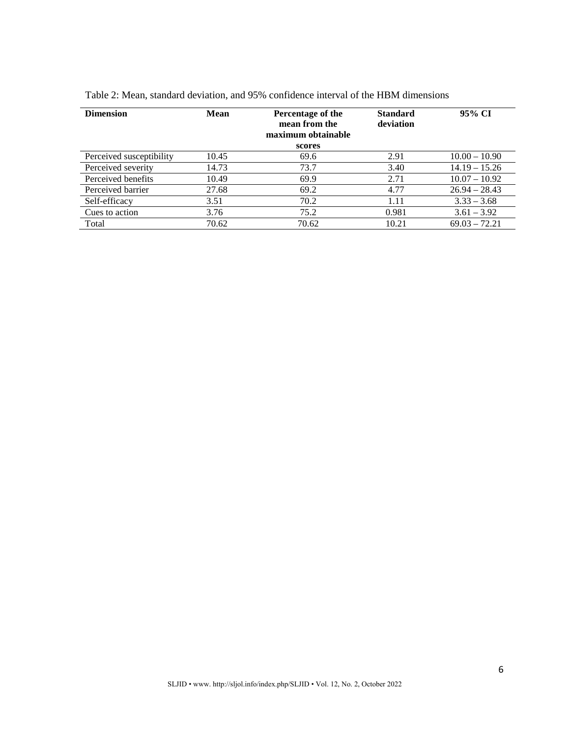Table 2: Mean, standard deviation, and 95% confidence interval of the HBM dimensions

| Dimension | Mean | Percentage of the mean from the maximum obtainable scores | Standard deviation | 95% CI |
|---|---|---|---|---|
| Perceived susceptibility | 10.45 | 69.6 | 2.91 | 10.00 – 10.90 |
| Perceived severity | 14.73 | 73.7 | 3.40 | 14.19 – 15.26 |
| Perceived benefits | 10.49 | 69.9 | 2.71 | 10.07 – 10.92 |
| Perceived barrier | 27.68 | 69.2 | 4.77 | 26.94 – 28.43 |
| Self-efficacy | 3.51 | 70.2 | 1.11 | 3.33 – 3.68 |
| Cues to action | 3.76 | 75.2 | 0.981 | 3.61 – 3.92 |
| Total | 70.62 | 70.62 | 10.21 | 69.03 – 72.21 |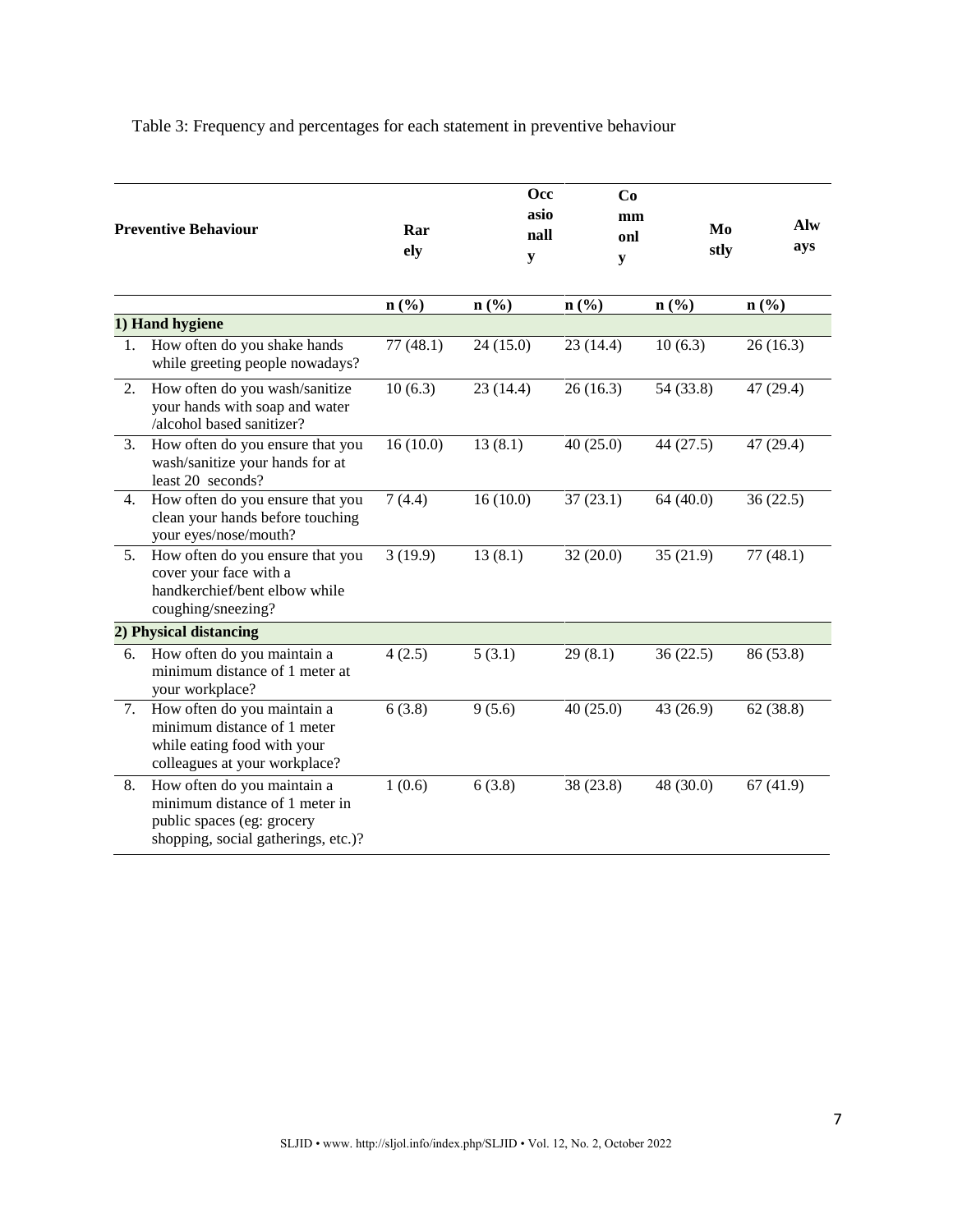Table 3: Frequency and percentages for each statement in preventive behaviour

| Preventive Behaviour | Rarely | Occasionally | Commonly | Mostly | Always |
|---|---|---|---|---|---|
| | n (%) | n (%) | n (%) | n (%) | n (%) |
| **1) Hand hygiene** | | | | | |
| 1. How often do you shake hands while greeting people nowadays? | 77 (48.1) | 24 (15.0) | 23 (14.4) | 10 (6.3) | 26 (16.3) |
| 2. How often do you wash/sanitize your hands with soap and water /alcohol based sanitizer? | 10 (6.3) | 23 (14.4) | 26 (16.3) | 54 (33.8) | 47 (29.4) |
| 3. How often do you ensure that you wash/sanitize your hands for at least 20 seconds? | 16 (10.0) | 13 (8.1) | 40 (25.0) | 44 (27.5) | 47 (29.4) |
| 4. How often do you ensure that you clean your hands before touching your eyes/nose/mouth? | 7 (4.4) | 16 (10.0) | 37 (23.1) | 64 (40.0) | 36 (22.5) |
| 5. How often do you ensure that you cover your face with a handkerchief/bent elbow while coughing/sneezing? | 3 (19.9) | 13 (8.1) | 32 (20.0) | 35 (21.9) | 77 (48.1) |
| **2) Physical distancing** | | | | | |
| 6. How often do you maintain a minimum distance of 1 meter at your workplace? | 4 (2.5) | 5 (3.1) | 29 (8.1) | 36 (22.5) | 86 (53.8) |
| 7. How often do you maintain a minimum distance of 1 meter while eating food with your colleagues at your workplace? | 6 (3.8) | 9 (5.6) | 40 (25.0) | 43 (26.9) | 62 (38.8) |
| 8. How often do you maintain a minimum distance of 1 meter in public spaces (eg: grocery shopping, social gatherings, etc.)? | 1 (0.6) | 6 (3.8) | 38 (23.8) | 48 (30.0) | 67 (41.9) |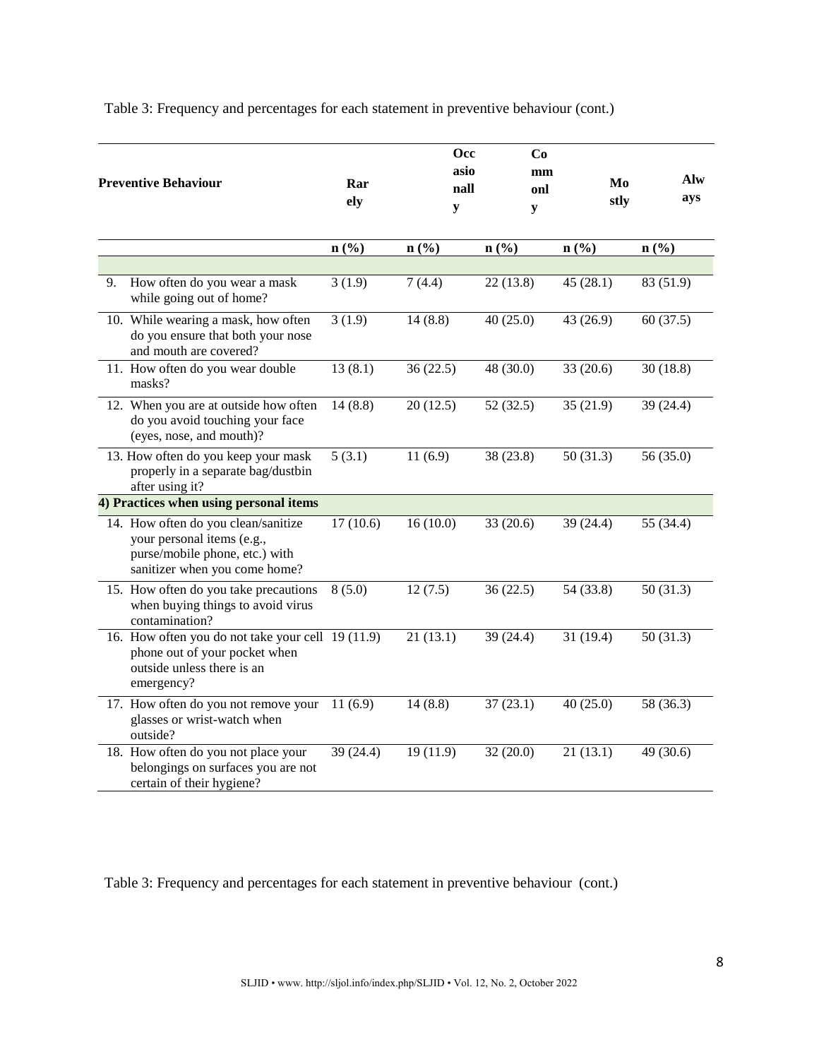Table 3: Frequency and percentages for each statement in preventive behaviour (cont.)

| Preventive Behaviour | Rarely | Occasionally | Commonly | Mostly | Always |
|---|---|---|---|---|---|
| | n (%) | n (%) | n (%) | n (%) | n (%) |
| 9. How often do you wear a mask while going out of home? | 3 (1.9) | 7 (4.4) | 22 (13.8) | 45 (28.1) | 83 (51.9) |
| 10. While wearing a mask, how often do you ensure that both your nose and mouth are covered? | 3 (1.9) | 14 (8.8) | 40 (25.0) | 43 (26.9) | 60 (37.5) |
| 11. How often do you wear double masks? | 13 (8.1) | 36 (22.5) | 48 (30.0) | 33 (20.6) | 30 (18.8) |
| 12. When you are at outside how often do you avoid touching your face (eyes, nose, and mouth)? | 14 (8.8) | 20 (12.5) | 52 (32.5) | 35 (21.9) | 39 (24.4) |
| 13. How often do you keep your mask properly in a separate bag/dustbin after using it? | 5 (3.1) | 11 (6.9) | 38 (23.8) | 50 (31.3) | 56 (35.0) |
| **4) Practices when using personal items** | | | | | |
| 14. How often do you clean/sanitize your personal items (e.g., purse/mobile phone, etc.) with sanitizer when you come home? | 17 (10.6) | 16 (10.0) | 33 (20.6) | 39 (24.4) | 55 (34.4) |
| 15. How often do you take precautions when buying things to avoid virus contamination? | 8 (5.0) | 12 (7.5) | 36 (22.5) | 54 (33.8) | 50 (31.3) |
| 16. How often you do not take your cell phone out of your pocket when outside unless there is an emergency? | 19 (11.9) | 21 (13.1) | 39 (24.4) | 31 (19.4) | 50 (31.3) |
| 17. How often do you not remove your glasses or wrist-watch when outside? | 11 (6.9) | 14 (8.8) | 37 (23.1) | 40 (25.0) | 58 (36.3) |
| 18. How often do you not place your belongings on surfaces you are not certain of their hygiene? | 39 (24.4) | 19 (11.9) | 32 (20.0) | 21 (13.1) | 49 (30.6) |

Table 3: Frequency and percentages for each statement in preventive behaviour (cont.)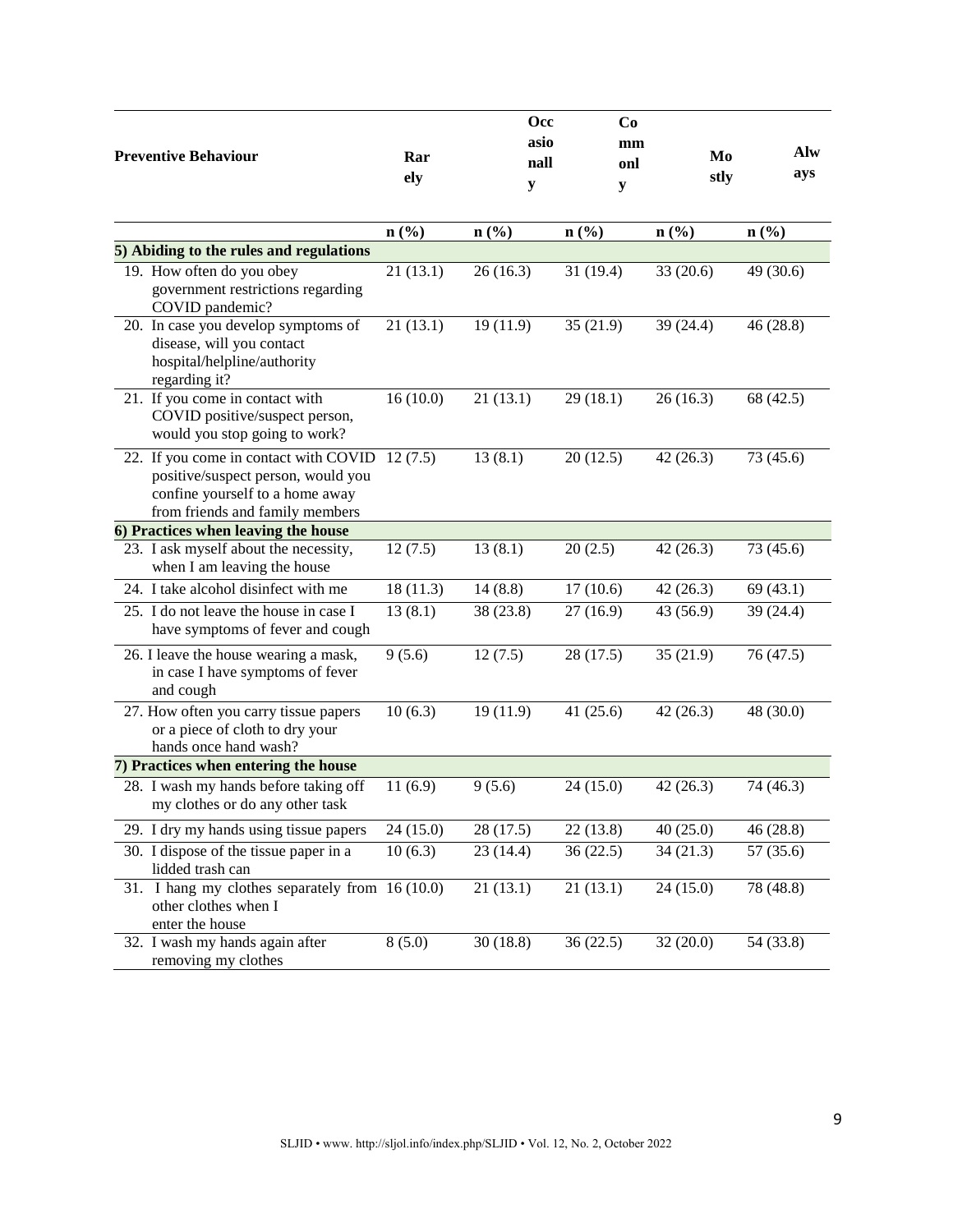| Preventive Behaviour | Rarely | Occasionally | Commonly | Mostly | Always |
|---|---|---|---|---|---|
| | n (%) | n (%) | n (%) | n (%) | n (%) |
| **5) Abiding to the rules and regulations** | | | | | |
| 19. How often do you obey government restrictions regarding COVID pandemic? | 21 (13.1) | 26 (16.3) | 31 (19.4) | 33 (20.6) | 49 (30.6) |
| 20. In case you develop symptoms of disease, will you contact hospital/helpline/authority regarding it? | 21 (13.1) | 19 (11.9) | 35 (21.9) | 39 (24.4) | 46 (28.8) |
| 21. If you come in contact with COVID positive/suspect person, would you stop going to work? | 16 (10.0) | 21 (13.1) | 29 (18.1) | 26 (16.3) | 68 (42.5) |
| 22. If you come in contact with COVID positive/suspect person, would you confine yourself to a home away from friends and family members | 12 (7.5) | 13 (8.1) | 20 (12.5) | 42 (26.3) | 73 (45.6) |
| **6) Practices when leaving the house** | | | | | |
| 23. I ask myself about the necessity, when I am leaving the house | 12 (7.5) | 13 (8.1) | 20 (2.5) | 42 (26.3) | 73 (45.6) |
| 24. I take alcohol disinfect with me | 18 (11.3) | 14 (8.8) | 17 (10.6) | 42 (26.3) | 69 (43.1) |
| 25. I do not leave the house in case I have symptoms of fever and cough | 13 (8.1) | 38 (23.8) | 27 (16.9) | 43 (56.9) | 39 (24.4) |
| 26. I leave the house wearing a mask, in case I have symptoms of fever and cough | 9 (5.6) | 12 (7.5) | 28 (17.5) | 35 (21.9) | 76 (47.5) |
| 27. How often you carry tissue papers or a piece of cloth to dry your hands once hand wash? | 10 (6.3) | 19 (11.9) | 41 (25.6) | 42 (26.3) | 48 (30.0) |
| **7) Practices when entering the house** | | | | | |
| 28. I wash my hands before taking off my clothes or do any other task | 11 (6.9) | 9 (5.6) | 24 (15.0) | 42 (26.3) | 74 (46.3) |
| 29. I dry my hands using tissue papers | 24 (15.0) | 28 (17.5) | 22 (13.8) | 40 (25.0) | 46 (28.8) |
| 30. I dispose of the tissue paper in a lidded trash can | 10 (6.3) | 23 (14.4) | 36 (22.5) | 34 (21.3) | 57 (35.6) |
| 31. I hang my clothes separately from other clothes when I enter the house | 16 (10.0) | 21 (13.1) | 21 (13.1) | 24 (15.0) | 78 (48.8) |
| 32. I wash my hands again after removing my clothes | 8 (5.0) | 30 (18.8) | 36 (22.5) | 32 (20.0) | 54 (33.8) |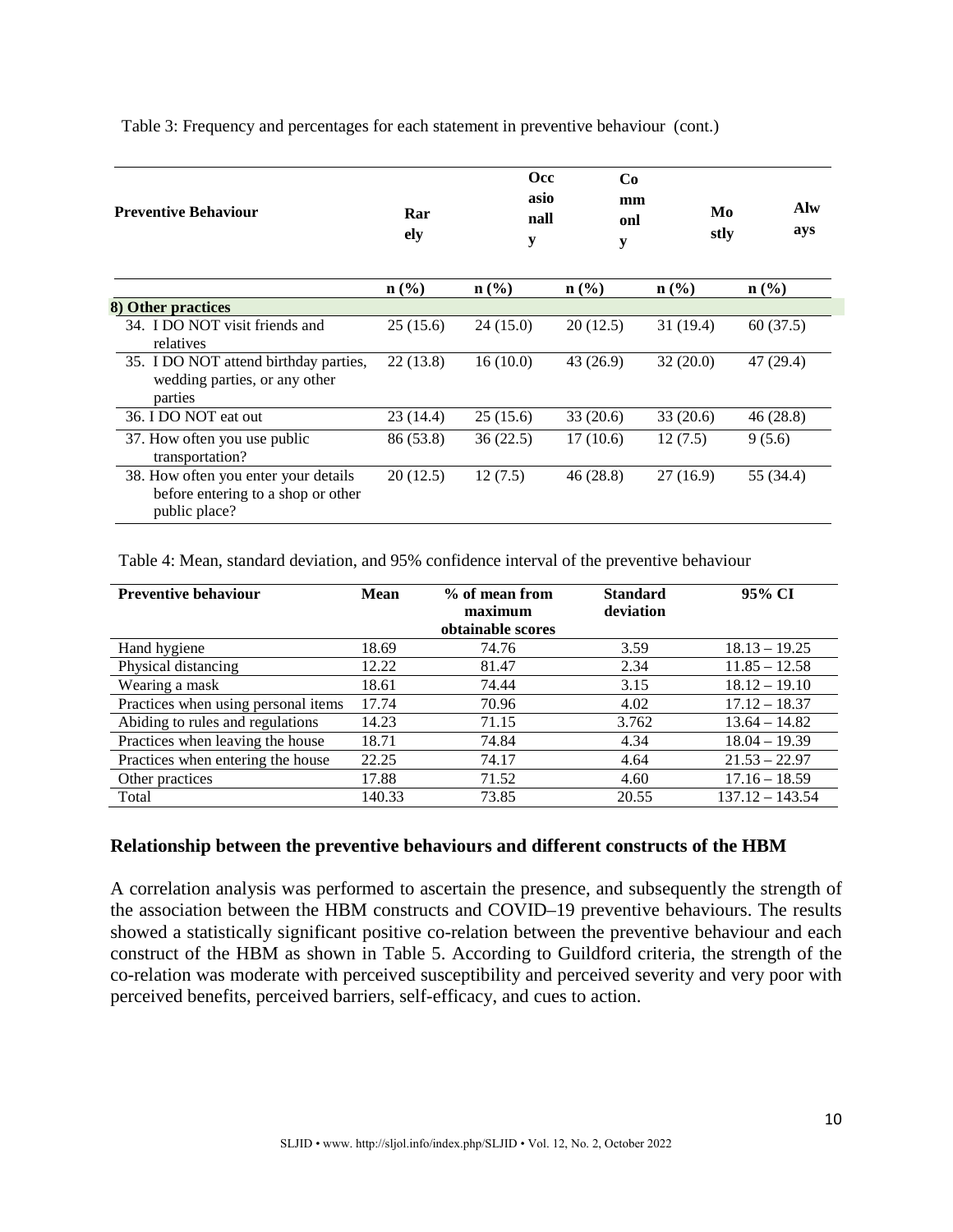Table 3: Frequency and percentages for each statement in preventive behaviour (cont.)

| Preventive Behaviour | Rarely | Occasionally | Commonly | Mostly | Always |
|---|---|---|---|---|---|
| | n (%) | n (%) | n (%) | n (%) | n (%) |
| **8) Other practices** | | | | | |
| 34. I DO NOT visit friends and relatives | 25 (15.6) | 24 (15.0) | 20 (12.5) | 31 (19.4) | 60 (37.5) |
| 35. I DO NOT attend birthday parties, wedding parties, or any other parties | 22 (13.8) | 16 (10.0) | 43 (26.9) | 32 (20.0) | 47 (29.4) |
| 36. I DO NOT eat out | 23 (14.4) | 25 (15.6) | 33 (20.6) | 33 (20.6) | 46 (28.8) |
| 37. How often you use public transportation? | 86 (53.8) | 36 (22.5) | 17 (10.6) | 12 (7.5) | 9 (5.6) |
| 38. How often you enter your details before entering to a shop or other public place? | 20 (12.5) | 12 (7.5) | 46 (28.8) | 27 (16.9) | 55 (34.4) |

Table 4: Mean, standard deviation, and 95% confidence interval of the preventive behaviour

| Preventive behaviour | Mean | % of mean from maximum obtainable scores | Standard deviation | 95% CI |
|---|---|---|---|---|
| Hand hygiene | 18.69 | 74.76 | 3.59 | 18.13 – 19.25 |
| Physical distancing | 12.22 | 81.47 | 2.34 | 11.85 – 12.58 |
| Wearing a mask | 18.61 | 74.44 | 3.15 | 18.12 – 19.10 |
| Practices when using personal items | 17.74 | 70.96 | 4.02 | 17.12 – 18.37 |
| Abiding to rules and regulations | 14.23 | 71.15 | 3.762 | 13.64 – 14.82 |
| Practices when leaving the house | 18.71 | 74.84 | 4.34 | 18.04 – 19.39 |
| Practices when entering the house | 22.25 | 74.17 | 4.64 | 21.53 – 22.97 |
| Other practices | 17.88 | 71.52 | 4.60 | 17.16 – 18.59 |
| Total | 140.33 | 73.85 | 20.55 | 137.12 – 143.54 |

## Relationship between the preventive behaviours and different constructs of the HBM

A correlation analysis was performed to ascertain the presence, and subsequently the strength of the association between the HBM constructs and COVID–19 preventive behaviours. The results showed a statistically significant positive co-relation between the preventive behaviour and each construct of the HBM as shown in Table 5. According to Guildford criteria, the strength of the co-relation was moderate with perceived susceptibility and perceived severity and very poor with perceived benefits, perceived barriers, self-efficacy, and cues to action.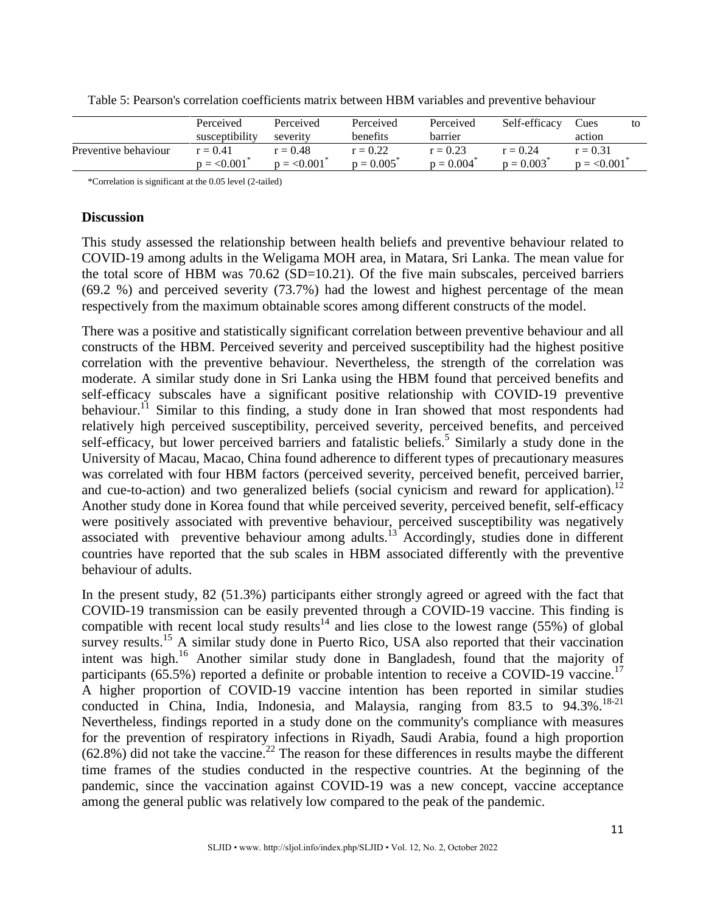Table 5: Pearson's correlation coefficients matrix between HBM variables and preventive behaviour

| | Perceived susceptibility | Perceived severity | Perceived benefits | Perceived barrier | Self-efficacy | Cues to action |
|---|---|---|---|---|---|---|
| Preventive behaviour | $r = 0.41$ $p = <0.001^*$ | $r = 0.48$ $p = <0.001^*$ | $r = 0.22$ $p = 0.005^*$ | $r = 0.23$ $p = 0.004^*$ | $r = 0.24$ $p = 0.003^*$ | $r = 0.31$ $p = <0.001^*$ |

*Correlation is significant at the 0.05 level (2-tailed)

## Discussion

This study assessed the relationship between health beliefs and preventive behaviour related to COVID-19 among adults in the Weligama MOH area, in Matara, Sri Lanka. The mean value for the total score of HBM was 70.62 (SD=10.21). Of the five main subscales, perceived barriers (69.2 %) and perceived severity (73.7%) had the lowest and highest percentage of the mean respectively from the maximum obtainable scores among different constructs of the model.

There was a positive and statistically significant correlation between preventive behaviour and all constructs of the HBM. Perceived severity and perceived susceptibility had the highest positive correlation with the preventive behaviour. Nevertheless, the strength of the correlation was moderate. A similar study done in Sri Lanka using the HBM found that perceived benefits and self-efficacy subscales have a significant positive relationship with COVID-19 preventive behaviour.[11] Similar to this finding, a study done in Iran showed that most respondents had relatively high perceived susceptibility, perceived severity, perceived benefits, and perceived self-efficacy, but lower perceived barriers and fatalistic beliefs.[5] Similarly a study done in the University of Macau, Macao, China found adherence to different types of precautionary measures was correlated with four HBM factors (perceived severity, perceived benefit, perceived barrier, and cue-to-action) and two generalized beliefs (social cynicism and reward for application).[12] Another study done in Korea found that while perceived severity, perceived benefit, self-efficacy were positively associated with preventive behaviour, perceived susceptibility was negatively associated with preventive behaviour among adults.[13] Accordingly, studies done in different countries have reported that the sub scales in HBM associated differently with the preventive behaviour of adults.

In the present study, 82 (51.3%) participants either strongly agreed or agreed with the fact that COVID-19 transmission can be easily prevented through a COVID-19 vaccine. This finding is compatible with recent local study results[14] and lies close to the lowest range (55%) of global survey results.[15] A similar study done in Puerto Rico, USA also reported that their vaccination intent was high.[16] Another similar study done in Bangladesh, found that the majority of participants (65.5%) reported a definite or probable intention to receive a COVID-19 vaccine.[17] A higher proportion of COVID-19 vaccine intention has been reported in similar studies conducted in China, India, Indonesia, and Malaysia, ranging from 83.5 to 94.3%.[18-21] Nevertheless, findings reported in a study done on the community's compliance with measures for the prevention of respiratory infections in Riyadh, Saudi Arabia, found a high proportion (62.8%) did not take the vaccine.[22] The reason for these differences in results maybe the different time frames of the studies conducted in the respective countries. At the beginning of the pandemic, since the vaccination against COVID-19 was a new concept, vaccine acceptance among the general public was relatively low compared to the peak of the pandemic.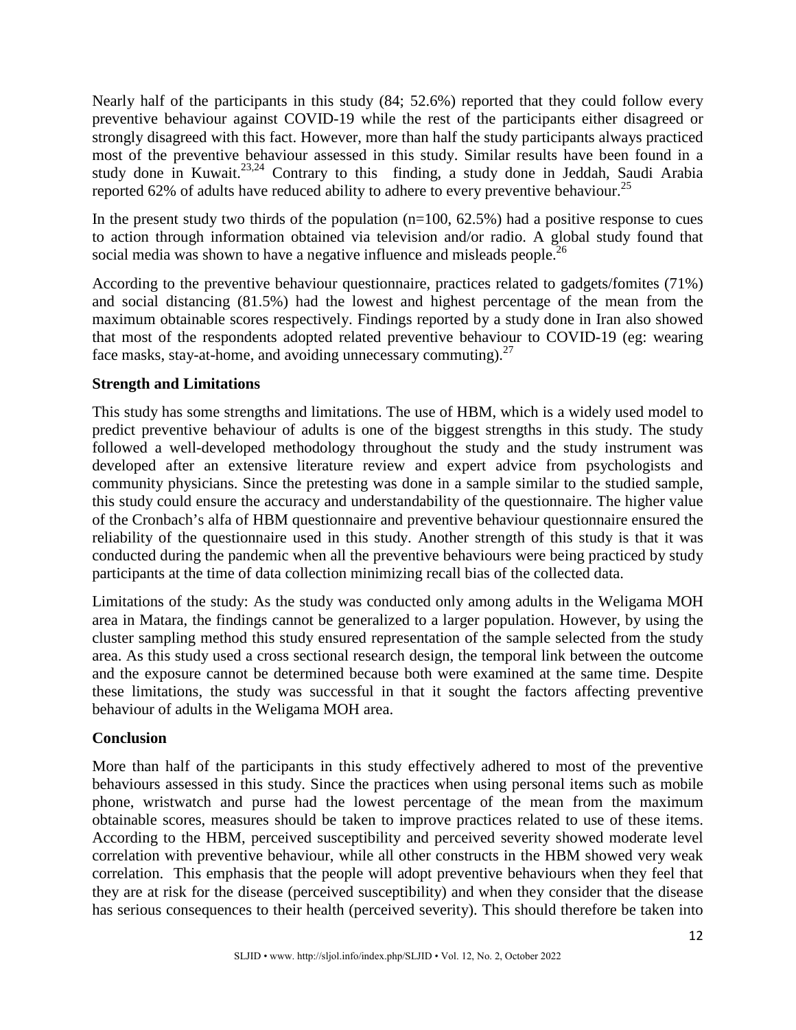Nearly half of the participants in this study (84; 52.6%) reported that they could follow every preventive behaviour against COVID-19 while the rest of the participants either disagreed or strongly disagreed with this fact. However, more than half the study participants always practiced most of the preventive behaviour assessed in this study. Similar results have been found in a study done in Kuwait.[23,24] Contrary to this finding, a study done in Jeddah, Saudi Arabia reported 62% of adults have reduced ability to adhere to every preventive behaviour.[25]

In the present study two thirds of the population (n=100, 62.5%) had a positive response to cues to action through information obtained via television and/or radio. A global study found that social media was shown to have a negative influence and misleads people.[26]

According to the preventive behaviour questionnaire, practices related to gadgets/fomites (71%) and social distancing (81.5%) had the lowest and highest percentage of the mean from the maximum obtainable scores respectively. Findings reported by a study done in Iran also showed that most of the respondents adopted related preventive behaviour to COVID-19 (eg: wearing face masks, stay-at-home, and avoiding unnecessary commuting).[27]

### Strength and Limitations

This study has some strengths and limitations. The use of HBM, which is a widely used model to predict preventive behaviour of adults is one of the biggest strengths in this study. The study followed a well-developed methodology throughout the study and the study instrument was developed after an extensive literature review and expert advice from psychologists and community physicians. Since the pretesting was done in a sample similar to the studied sample, this study could ensure the accuracy and understandability of the questionnaire. The higher value of the Cronbach's alfa of HBM questionnaire and preventive behaviour questionnaire ensured the reliability of the questionnaire used in this study. Another strength of this study is that it was conducted during the pandemic when all the preventive behaviours were being practiced by study participants at the time of data collection minimizing recall bias of the collected data.

Limitations of the study: As the study was conducted only among adults in the Weligama MOH area in Matara, the findings cannot be generalized to a larger population. However, by using the cluster sampling method this study ensured representation of the sample selected from the study area. As this study used a cross sectional research design, the temporal link between the outcome and the exposure cannot be determined because both were examined at the same time. Despite these limitations, the study was successful in that it sought the factors affecting preventive behaviour of adults in the Weligama MOH area.

### Conclusion

More than half of the participants in this study effectively adhered to most of the preventive behaviours assessed in this study. Since the practices when using personal items such as mobile phone, wristwatch and purse had the lowest percentage of the mean from the maximum obtainable scores, measures should be taken to improve practices related to use of these items. According to the HBM, perceived susceptibility and perceived severity showed moderate level correlation with preventive behaviour, while all other constructs in the HBM showed very weak correlation. This emphasis that the people will adopt preventive behaviours when they feel that they are at risk for the disease (perceived susceptibility) and when they consider that the disease has serious consequences to their health (perceived severity). This should therefore be taken into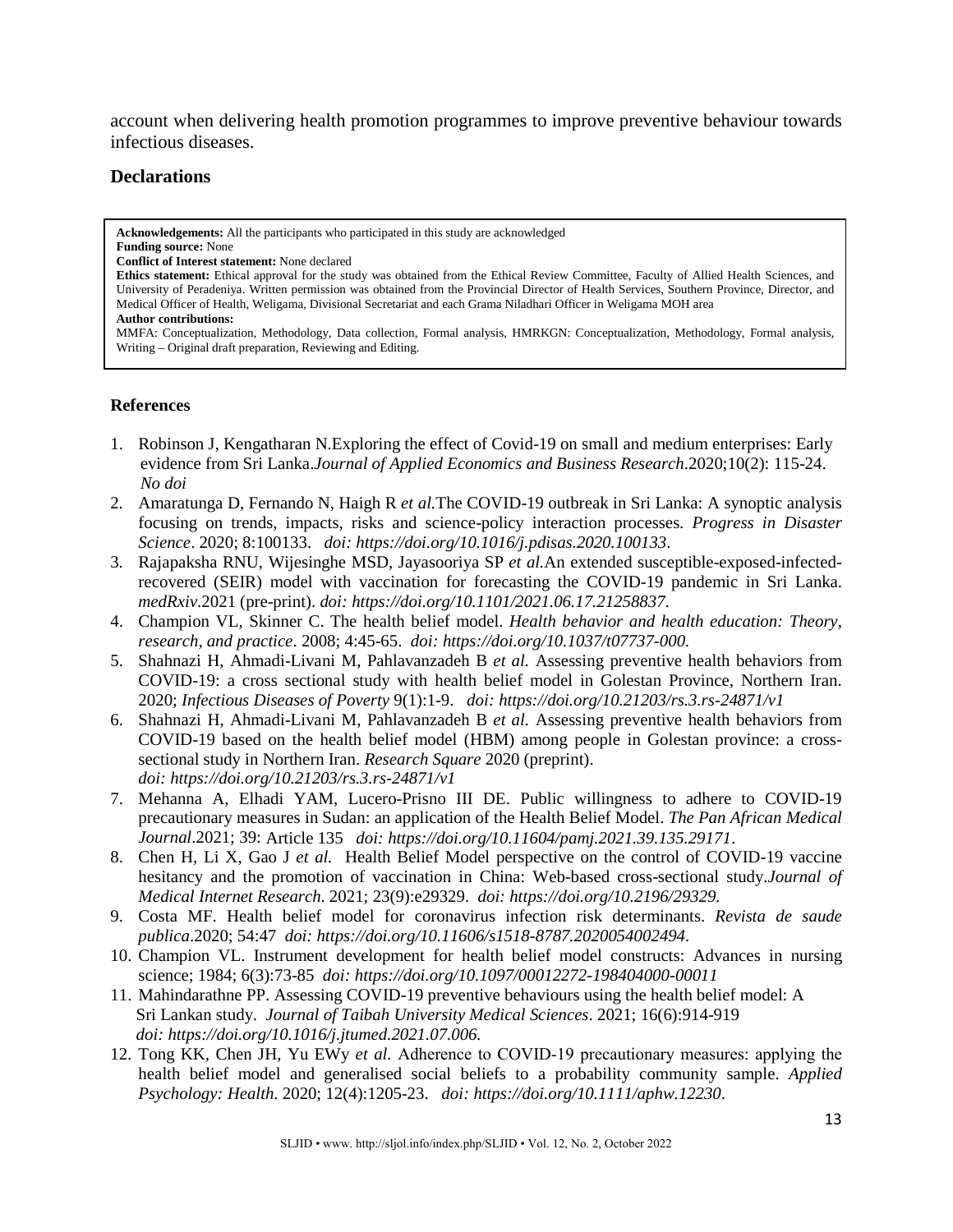account when delivering health promotion programmes to improve preventive behaviour towards infectious diseases.

## Declarations

**Acknowledgements:** All the participants who participated in this study are acknowledged
**Funding source:** None
**Conflict of Interest statement:** None declared
**Ethics statement:** Ethical approval for the study was obtained from the Ethical Review Committee, Faculty of Allied Health Sciences, and University of Peradeniya. Written permission was obtained from the Provincial Director of Health Services, Southern Province, Director, and Medical Officer of Health, Weligama, Divisional Secretariat and each Grama Niladhari Officer in Weligama MOH area
**Author contributions:**
MMFA: Conceptualization, Methodology, Data collection, Formal analysis, HMRKGN: Conceptualization, Methodology, Formal analysis, Writing – Original draft preparation, Reviewing and Editing.

## References

1. Robinson J, Kengatharan N.Exploring the effect of Covid-19 on small and medium enterprises: Early evidence from Sri Lanka.*Journal of Applied Economics and Business Research*.2020;10(2): 115-24. *No doi*
2. Amaratunga D, Fernando N, Haigh R *et al.*The COVID-19 outbreak in Sri Lanka: A synoptic analysis focusing on trends, impacts, risks and science-policy interaction processes. *Progress in Disaster Science*. 2020; 8:100133. *doi: https://doi.org/10.1016/j.pdisas.2020.100133*.
3. Rajapaksha RNU, Wijesinghe MSD, Jayasooriya SP *et al.*An extended susceptible-exposed-infected-recovered (SEIR) model with vaccination for forecasting the COVID-19 pandemic in Sri Lanka. *medRxiv*.2021 (pre-print). *doi: https://doi.org/10.1101/2021.06.17.21258837*.
4. Champion VL, Skinner C. The health belief model. *Health behavior and health education: Theory, research, and practice*. 2008; 4:45-65. *doi: https://doi.org/10.1037/t07737-000.*
5. Shahnazi H, Ahmadi-Livani M, Pahlavanzadeh B *et al.* Assessing preventive health behaviors from COVID-19: a cross sectional study with health belief model in Golestan Province, Northern Iran. 2020; *Infectious Diseases of Poverty* 9(1):1-9. *doi: https://doi.org/10.21203/rs.3.rs-24871/v1*
6. Shahnazi H, Ahmadi-Livani M, Pahlavanzadeh B *et al.* Assessing preventive health behaviors from COVID-19 based on the health belief model (HBM) among people in Golestan province: a cross-sectional study in Northern Iran. *Research Square* 2020 (preprint). *doi: https://doi.org/10.21203/rs.3.rs-24871/v1*
7. Mehanna A, Elhadi YAM, Lucero-Prisno III DE. Public willingness to adhere to COVID-19 precautionary measures in Sudan: an application of the Health Belief Model. *The Pan African Medical Journal*.2021; 39: Article 135 *doi: https://doi.org/10.11604/pamj.2021.39.135.29171*.
8. Chen H, Li X, Gao J *et al.* Health Belief Model perspective on the control of COVID-19 vaccine hesitancy and the promotion of vaccination in China: Web-based cross-sectional study.*Journal of Medical Internet Research*. 2021; 23(9):e29329. *doi: https://doi.org/10.2196/29329.*
9. Costa MF. Health belief model for coronavirus infection risk determinants. *Revista de saude publica*.2020; 54:47 *doi: https://doi.org/10.11606/s1518-8787.2020054002494*.
10. Champion VL. Instrument development for health belief model constructs: Advances in nursing science; 1984; 6(3):73-85 *doi: https://doi.org/10.1097/00012272-198404000-00011*
11. Mahindarathne PP. Assessing COVID-19 preventive behaviours using the health belief model: A Sri Lankan study. *Journal of Taibah University Medical Sciences*. 2021; 16(6):914-919 *doi: https://doi.org/10.1016/j.jtumed.2021.07.006*.
12. Tong KK, Chen JH, Yu EWy *et al.* Adherence to COVID-19 precautionary measures: applying the health belief model and generalised social beliefs to a probability community sample. *Applied Psychology: Health*. 2020; 12(4):1205-23. *doi: https://doi.org/10.1111/aphw.12230*.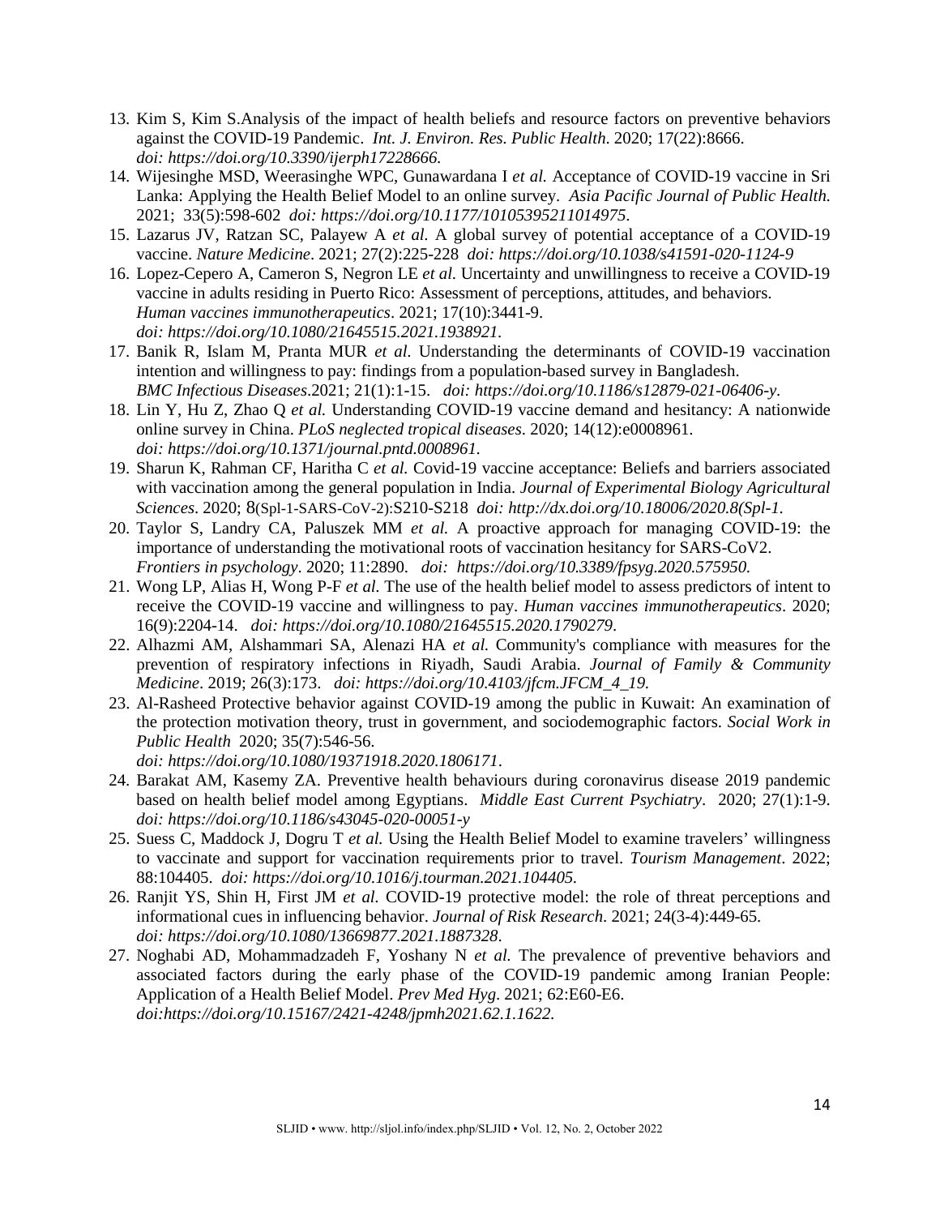13. Kim S, Kim S.Analysis of the impact of health beliefs and resource factors on preventive behaviors against the COVID-19 Pandemic. *Int. J. Environ. Res. Public Health*. 2020; 17(22):8666. *doi: https://doi.org/10.3390/ijerph17228666.*
14. Wijesinghe MSD, Weerasinghe WPC, Gunawardana I *et al.* Acceptance of COVID-19 vaccine in Sri Lanka: Applying the Health Belief Model to an online survey. *Asia Pacific Journal of Public Health.* 2021; 33(5):598-602 *doi: https://doi.org/10.1177/10105395211014975.*
15. Lazarus JV, Ratzan SC, Palayew A *et al.* A global survey of potential acceptance of a COVID-19 vaccine. *Nature Medicine*. 2021; 27(2):225-228 *doi: https://doi.org/10.1038/s41591-020-1124-9*
16. Lopez-Cepero A, Cameron S, Negron LE *et al.* Uncertainty and unwillingness to receive a COVID-19 vaccine in adults residing in Puerto Rico: Assessment of perceptions, attitudes, and behaviors. *Human vaccines immunotherapeutics*. 2021; 17(10):3441-9. *doi: https://doi.org/10.1080/21645515.2021.1938921.*
17. Banik R, Islam M, Pranta MUR *et al.* Understanding the determinants of COVID-19 vaccination intention and willingness to pay: findings from a population-based survey in Bangladesh. *BMC Infectious Diseases*.2021; 21(1):1-15. *doi: https://doi.org/10.1186/s12879-021-06406-y.*
18. Lin Y, Hu Z, Zhao Q *et al.* Understanding COVID-19 vaccine demand and hesitancy: A nationwide online survey in China. *PLoS neglected tropical diseases*. 2020; 14(12):e0008961. *doi: https://doi.org/10.1371/journal.pntd.0008961.*
19. Sharun K, Rahman CF, Haritha C *et al.* Covid-19 vaccine acceptance: Beliefs and barriers associated with vaccination among the general population in India. *Journal of Experimental Biology Agricultural Sciences*. 2020; 8(Spl-1-SARS-CoV-2):S210-S218 *doi: http://dx.doi.org/10.18006/2020.8(Spl-1.*
20. Taylor S, Landry CA, Paluszek MM *et al.* A proactive approach for managing COVID-19: the importance of understanding the motivational roots of vaccination hesitancy for SARS-CoV2. *Frontiers in psychology*. 2020; 11:2890. *doi: https://doi.org/10.3389/fpsyg.2020.575950.*
21. Wong LP, Alias H, Wong P-F *et al.* The use of the health belief model to assess predictors of intent to receive the COVID-19 vaccine and willingness to pay. *Human vaccines immunotherapeutics*. 2020; 16(9):2204-14. *doi: https://doi.org/10.1080/21645515.2020.1790279.*
22. Alhazmi AM, Alshammari SA, Alenazi HA *et al.* Community's compliance with measures for the prevention of respiratory infections in Riyadh, Saudi Arabia. *Journal of Family & Community Medicine*. 2019; 26(3):173. *doi: https://doi.org/10.4103/jfcm.JFCM_4_19.*
23. Al-Rasheed Protective behavior against COVID-19 among the public in Kuwait: An examination of the protection motivation theory, trust in government, and sociodemographic factors. *Social Work in Public Health* 2020; 35(7):546-56. *doi: https://doi.org/10.1080/19371918.2020.1806171.*
24. Barakat AM, Kasemy ZA. Preventive health behaviours during coronavirus disease 2019 pandemic based on health belief model among Egyptians. *Middle East Current Psychiatry*. 2020; 27(1):1-9. *doi: https://doi.org/10.1186/s43045-020-00051-y*
25. Suess C, Maddock J, Dogru T *et al.* Using the Health Belief Model to examine travelers' willingness to vaccinate and support for vaccination requirements prior to travel. *Tourism Management*. 2022; 88:104405. *doi: https://doi.org/10.1016/j.tourman.2021.104405.*
26. Ranjit YS, Shin H, First JM *et al.* COVID-19 protective model: the role of threat perceptions and informational cues in influencing behavior. *Journal of Risk Research*. 2021; 24(3-4):449-65. *doi: https://doi.org/10.1080/13669877.2021.1887328.*
27. Noghabi AD, Mohammadzadeh F, Yoshany N *et al.* The prevalence of preventive behaviors and associated factors during the early phase of the COVID-19 pandemic among Iranian People: Application of a Health Belief Model. *Prev Med Hyg*. 2021; 62:E60-E6. *doi:https://doi.org/10.15167/2421-4248/jpmh2021.62.1.1622.*